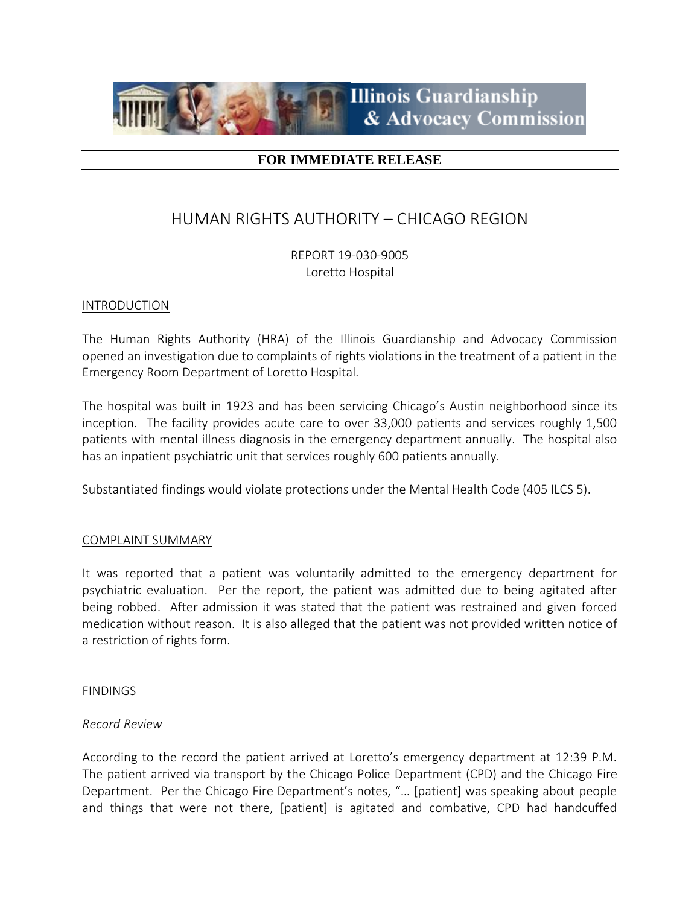**FOR IMMEDIATE RELEASE**

# HUMAN RIGHTS AUTHORITY – CHICAGO REGION

REPORT 19-030-9005
Loretto Hospital

## INTRODUCTION

The Human Rights Authority (HRA) of the Illinois Guardianship and Advocacy Commission opened an investigation due to complaints of rights violations in the treatment of a patient in the Emergency Room Department of Loretto Hospital.

The hospital was built in 1923 and has been servicing Chicago's Austin neighborhood since its inception. The facility provides acute care to over 33,000 patients and services roughly 1,500 patients with mental illness diagnosis in the emergency department annually. The hospital also has an inpatient psychiatric unit that services roughly 600 patients annually.

Substantiated findings would violate protections under the Mental Health Code (405 ILCS 5).

## COMPLAINT SUMMARY

It was reported that a patient was voluntarily admitted to the emergency department for psychiatric evaluation. Per the report, the patient was admitted due to being agitated after being robbed. After admission it was stated that the patient was restrained and given forced medication without reason. It is also alleged that the patient was not provided written notice of a restriction of rights form.

## FINDINGS

### *Record Review*

According to the record the patient arrived at Loretto's emergency department at 12:39 P.M. The patient arrived via transport by the Chicago Police Department (CPD) and the Chicago Fire Department. Per the Chicago Fire Department's notes, "… [patient] was speaking about people and things that were not there, [patient] is agitated and combative, CPD had handcuffed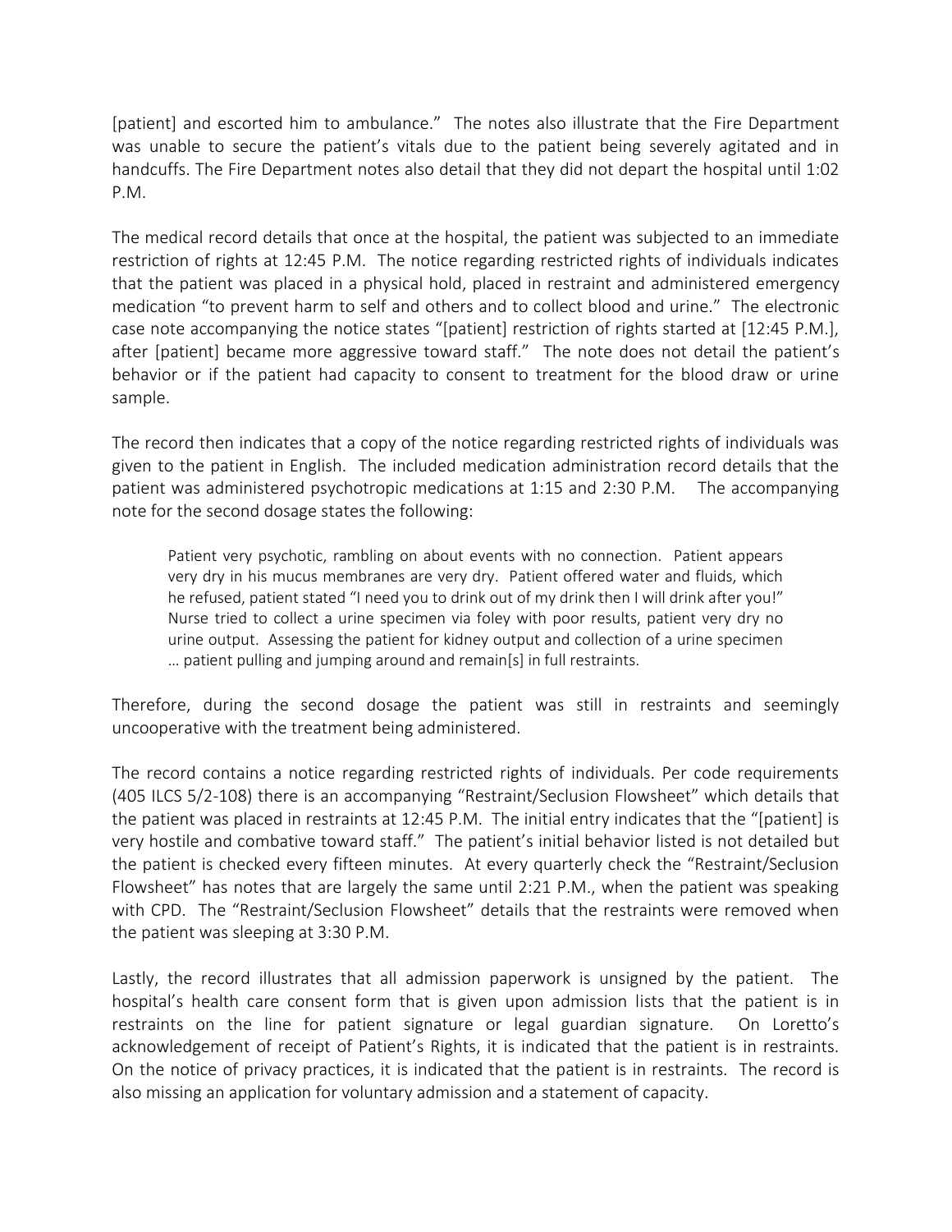[patient] and escorted him to ambulance." The notes also illustrate that the Fire Department was unable to secure the patient's vitals due to the patient being severely agitated and in handcuffs. The Fire Department notes also detail that they did not depart the hospital until 1:02 P.M.

The medical record details that once at the hospital, the patient was subjected to an immediate restriction of rights at 12:45 P.M. The notice regarding restricted rights of individuals indicates that the patient was placed in a physical hold, placed in restraint and administered emergency medication "to prevent harm to self and others and to collect blood and urine." The electronic case note accompanying the notice states "[patient] restriction of rights started at [12:45 P.M.], after [patient] became more aggressive toward staff." The note does not detail the patient's behavior or if the patient had capacity to consent to treatment for the blood draw or urine sample.

The record then indicates that a copy of the notice regarding restricted rights of individuals was given to the patient in English. The included medication administration record details that the patient was administered psychotropic medications at 1:15 and 2:30 P.M. The accompanying note for the second dosage states the following:

> Patient very psychotic, rambling on about events with no connection. Patient appears very dry in his mucus membranes are very dry. Patient offered water and fluids, which he refused, patient stated "I need you to drink out of my drink then I will drink after you!" Nurse tried to collect a urine specimen via foley with poor results, patient very dry no urine output. Assessing the patient for kidney output and collection of a urine specimen … patient pulling and jumping around and remain[s] in full restraints.

Therefore, during the second dosage the patient was still in restraints and seemingly uncooperative with the treatment being administered.

The record contains a notice regarding restricted rights of individuals. Per code requirements (405 ILCS 5/2-108) there is an accompanying "Restraint/Seclusion Flowsheet" which details that the patient was placed in restraints at 12:45 P.M. The initial entry indicates that the "[patient] is very hostile and combative toward staff." The patient's initial behavior listed is not detailed but the patient is checked every fifteen minutes. At every quarterly check the "Restraint/Seclusion Flowsheet" has notes that are largely the same until 2:21 P.M., when the patient was speaking with CPD. The "Restraint/Seclusion Flowsheet" details that the restraints were removed when the patient was sleeping at 3:30 P.M.

Lastly, the record illustrates that all admission paperwork is unsigned by the patient. The hospital's health care consent form that is given upon admission lists that the patient is in restraints on the line for patient signature or legal guardian signature. On Loretto's acknowledgement of receipt of Patient's Rights, it is indicated that the patient is in restraints. On the notice of privacy practices, it is indicated that the patient is in restraints. The record is also missing an application for voluntary admission and a statement of capacity.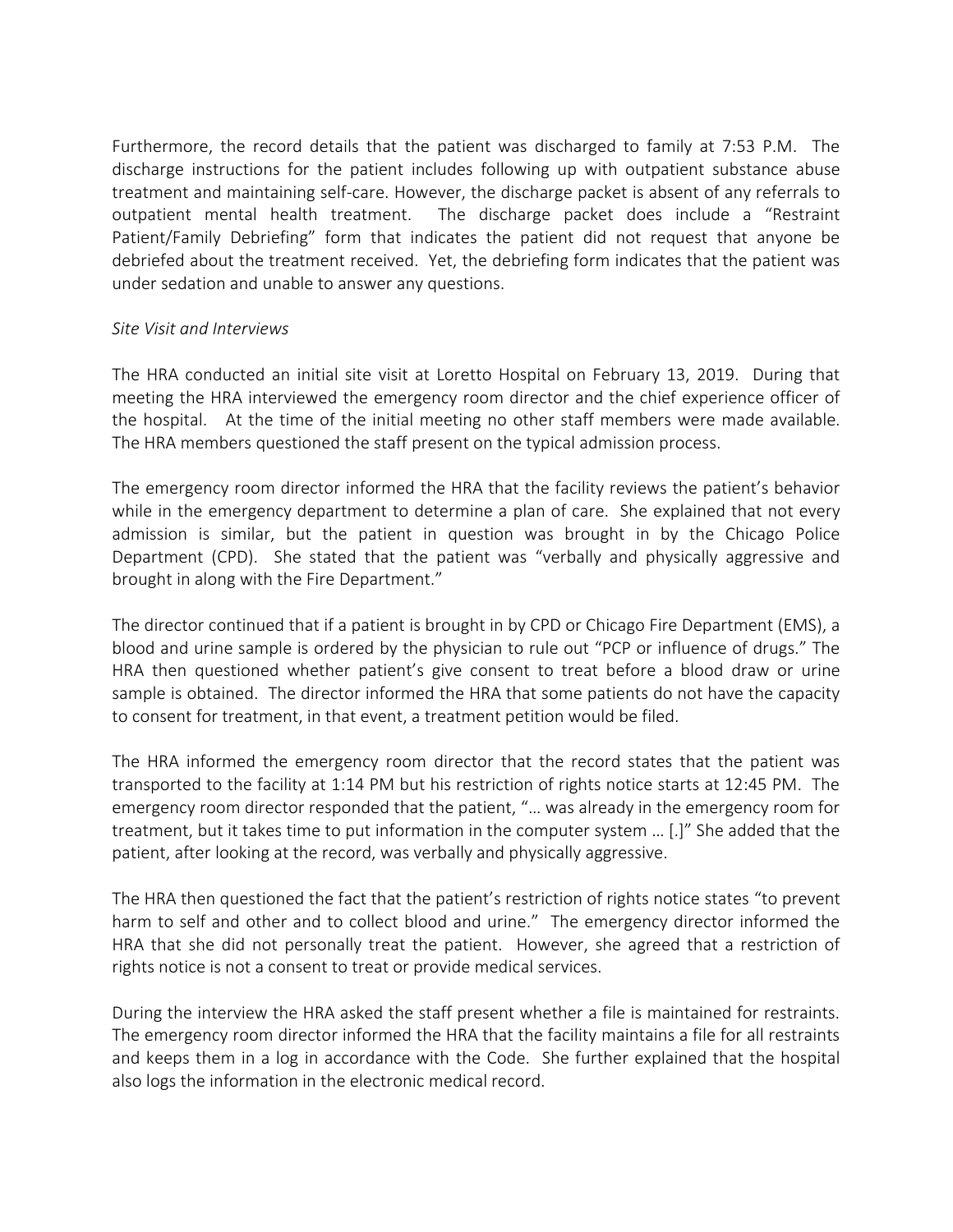Furthermore, the record details that the patient was discharged to family at 7:53 P.M. The discharge instructions for the patient includes following up with outpatient substance abuse treatment and maintaining self-care. However, the discharge packet is absent of any referrals to outpatient mental health treatment. The discharge packet does include a "Restraint Patient/Family Debriefing" form that indicates the patient did not request that anyone be debriefed about the treatment received. Yet, the debriefing form indicates that the patient was under sedation and unable to answer any questions.

*Site Visit and Interviews*

The HRA conducted an initial site visit at Loretto Hospital on February 13, 2019. During that meeting the HRA interviewed the emergency room director and the chief experience officer of the hospital. At the time of the initial meeting no other staff members were made available. The HRA members questioned the staff present on the typical admission process.

The emergency room director informed the HRA that the facility reviews the patient's behavior while in the emergency department to determine a plan of care. She explained that not every admission is similar, but the patient in question was brought in by the Chicago Police Department (CPD). She stated that the patient was "verbally and physically aggressive and brought in along with the Fire Department."

The director continued that if a patient is brought in by CPD or Chicago Fire Department (EMS), a blood and urine sample is ordered by the physician to rule out "PCP or influence of drugs." The HRA then questioned whether patient's give consent to treat before a blood draw or urine sample is obtained. The director informed the HRA that some patients do not have the capacity to consent for treatment, in that event, a treatment petition would be filed.

The HRA informed the emergency room director that the record states that the patient was transported to the facility at 1:14 PM but his restriction of rights notice starts at 12:45 PM. The emergency room director responded that the patient, "… was already in the emergency room for treatment, but it takes time to put information in the computer system … [.]" She added that the patient, after looking at the record, was verbally and physically aggressive.

The HRA then questioned the fact that the patient's restriction of rights notice states "to prevent harm to self and other and to collect blood and urine." The emergency director informed the HRA that she did not personally treat the patient. However, she agreed that a restriction of rights notice is not a consent to treat or provide medical services.

During the interview the HRA asked the staff present whether a file is maintained for restraints. The emergency room director informed the HRA that the facility maintains a file for all restraints and keeps them in a log in accordance with the Code. She further explained that the hospital also logs the information in the electronic medical record.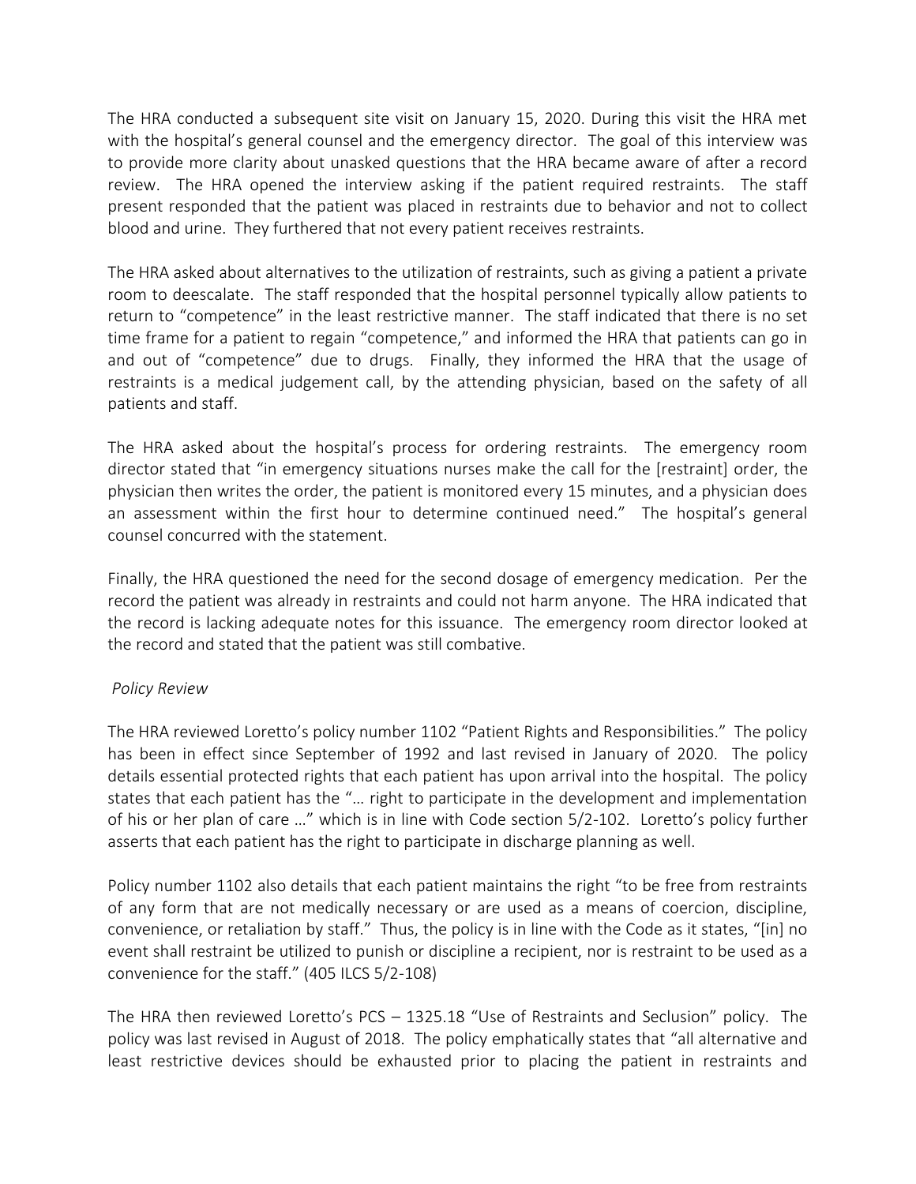The HRA conducted a subsequent site visit on January 15, 2020. During this visit the HRA met with the hospital's general counsel and the emergency director. The goal of this interview was to provide more clarity about unasked questions that the HRA became aware of after a record review. The HRA opened the interview asking if the patient required restraints. The staff present responded that the patient was placed in restraints due to behavior and not to collect blood and urine. They furthered that not every patient receives restraints.

The HRA asked about alternatives to the utilization of restraints, such as giving a patient a private room to deescalate. The staff responded that the hospital personnel typically allow patients to return to "competence" in the least restrictive manner. The staff indicated that there is no set time frame for a patient to regain "competence," and informed the HRA that patients can go in and out of "competence" due to drugs. Finally, they informed the HRA that the usage of restraints is a medical judgement call, by the attending physician, based on the safety of all patients and staff.

The HRA asked about the hospital's process for ordering restraints. The emergency room director stated that "in emergency situations nurses make the call for the [restraint] order, the physician then writes the order, the patient is monitored every 15 minutes, and a physician does an assessment within the first hour to determine continued need." The hospital's general counsel concurred with the statement.

Finally, the HRA questioned the need for the second dosage of emergency medication. Per the record the patient was already in restraints and could not harm anyone. The HRA indicated that the record is lacking adequate notes for this issuance. The emergency room director looked at the record and stated that the patient was still combative.

*Policy Review*

The HRA reviewed Loretto's policy number 1102 "Patient Rights and Responsibilities." The policy has been in effect since September of 1992 and last revised in January of 2020. The policy details essential protected rights that each patient has upon arrival into the hospital. The policy states that each patient has the "… right to participate in the development and implementation of his or her plan of care …" which is in line with Code section 5/2-102. Loretto's policy further asserts that each patient has the right to participate in discharge planning as well.

Policy number 1102 also details that each patient maintains the right "to be free from restraints of any form that are not medically necessary or are used as a means of coercion, discipline, convenience, or retaliation by staff." Thus, the policy is in line with the Code as it states, "[in] no event shall restraint be utilized to punish or discipline a recipient, nor is restraint to be used as a convenience for the staff." (405 ILCS 5/2-108)

The HRA then reviewed Loretto's PCS – 1325.18 "Use of Restraints and Seclusion" policy. The policy was last revised in August of 2018. The policy emphatically states that "all alternative and least restrictive devices should be exhausted prior to placing the patient in restraints and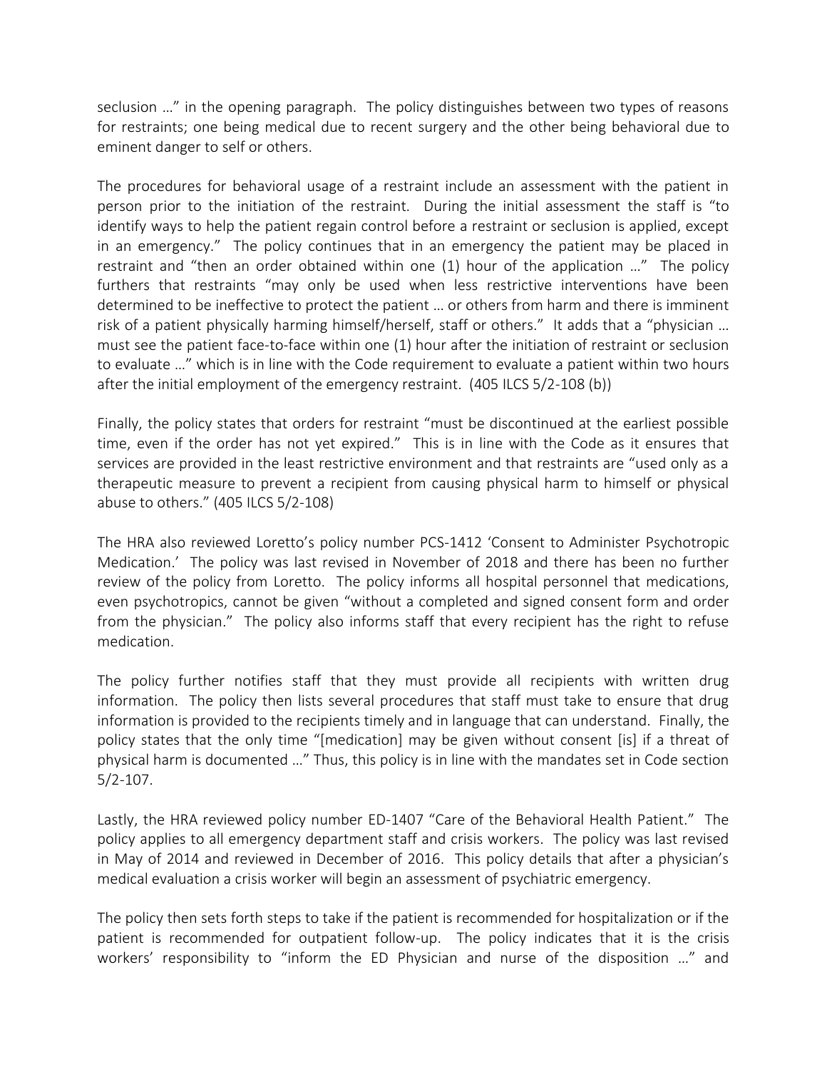seclusion …" in the opening paragraph. The policy distinguishes between two types of reasons for restraints; one being medical due to recent surgery and the other being behavioral due to eminent danger to self or others.

The procedures for behavioral usage of a restraint include an assessment with the patient in person prior to the initiation of the restraint. During the initial assessment the staff is "to identify ways to help the patient regain control before a restraint or seclusion is applied, except in an emergency." The policy continues that in an emergency the patient may be placed in restraint and "then an order obtained within one (1) hour of the application …" The policy furthers that restraints "may only be used when less restrictive interventions have been determined to be ineffective to protect the patient … or others from harm and there is imminent risk of a patient physically harming himself/herself, staff or others." It adds that a "physician … must see the patient face-to-face within one (1) hour after the initiation of restraint or seclusion to evaluate …" which is in line with the Code requirement to evaluate a patient within two hours after the initial employment of the emergency restraint. (405 ILCS 5/2-108 (b))

Finally, the policy states that orders for restraint "must be discontinued at the earliest possible time, even if the order has not yet expired." This is in line with the Code as it ensures that services are provided in the least restrictive environment and that restraints are "used only as a therapeutic measure to prevent a recipient from causing physical harm to himself or physical abuse to others." (405 ILCS 5/2-108)

The HRA also reviewed Loretto's policy number PCS-1412 'Consent to Administer Psychotropic Medication.' The policy was last revised in November of 2018 and there has been no further review of the policy from Loretto. The policy informs all hospital personnel that medications, even psychotropics, cannot be given "without a completed and signed consent form and order from the physician." The policy also informs staff that every recipient has the right to refuse medication.

The policy further notifies staff that they must provide all recipients with written drug information. The policy then lists several procedures that staff must take to ensure that drug information is provided to the recipients timely and in language that can understand. Finally, the policy states that the only time "[medication] may be given without consent [is] if a threat of physical harm is documented …" Thus, this policy is in line with the mandates set in Code section 5/2-107.

Lastly, the HRA reviewed policy number ED-1407 "Care of the Behavioral Health Patient." The policy applies to all emergency department staff and crisis workers. The policy was last revised in May of 2014 and reviewed in December of 2016. This policy details that after a physician's medical evaluation a crisis worker will begin an assessment of psychiatric emergency.

The policy then sets forth steps to take if the patient is recommended for hospitalization or if the patient is recommended for outpatient follow-up. The policy indicates that it is the crisis workers' responsibility to "inform the ED Physician and nurse of the disposition …" and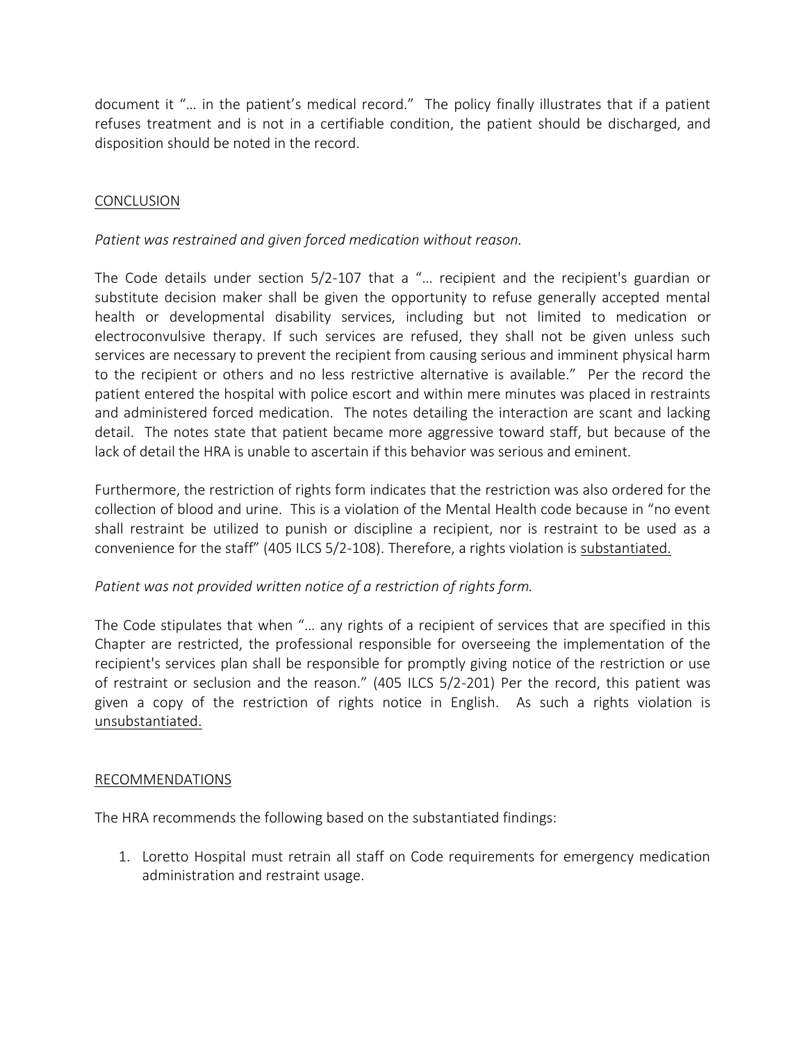document it "… in the patient's medical record." The policy finally illustrates that if a patient refuses treatment and is not in a certifiable condition, the patient should be discharged, and disposition should be noted in the record.

## CONCLUSION

*Patient was restrained and given forced medication without reason.*

The Code details under section 5/2-107 that a "… recipient and the recipient's guardian or substitute decision maker shall be given the opportunity to refuse generally accepted mental health or developmental disability services, including but not limited to medication or electroconvulsive therapy. If such services are refused, they shall not be given unless such services are necessary to prevent the recipient from causing serious and imminent physical harm to the recipient or others and no less restrictive alternative is available." Per the record the patient entered the hospital with police escort and within mere minutes was placed in restraints and administered forced medication. The notes detailing the interaction are scant and lacking detail. The notes state that patient became more aggressive toward staff, but because of the lack of detail the HRA is unable to ascertain if this behavior was serious and eminent.

Furthermore, the restriction of rights form indicates that the restriction was also ordered for the collection of blood and urine. This is a violation of the Mental Health code because in "no event shall restraint be utilized to punish or discipline a recipient, nor is restraint to be used as a convenience for the staff" (405 ILCS 5/2-108). Therefore, a rights violation is substantiated.

*Patient was not provided written notice of a restriction of rights form.*

The Code stipulates that when "… any rights of a recipient of services that are specified in this Chapter are restricted, the professional responsible for overseeing the implementation of the recipient's services plan shall be responsible for promptly giving notice of the restriction or use of restraint or seclusion and the reason." (405 ILCS 5/2-201) Per the record, this patient was given a copy of the restriction of rights notice in English. As such a rights violation is unsubstantiated.

## RECOMMENDATIONS

The HRA recommends the following based on the substantiated findings:

1. Loretto Hospital must retrain all staff on Code requirements for emergency medication administration and restraint usage.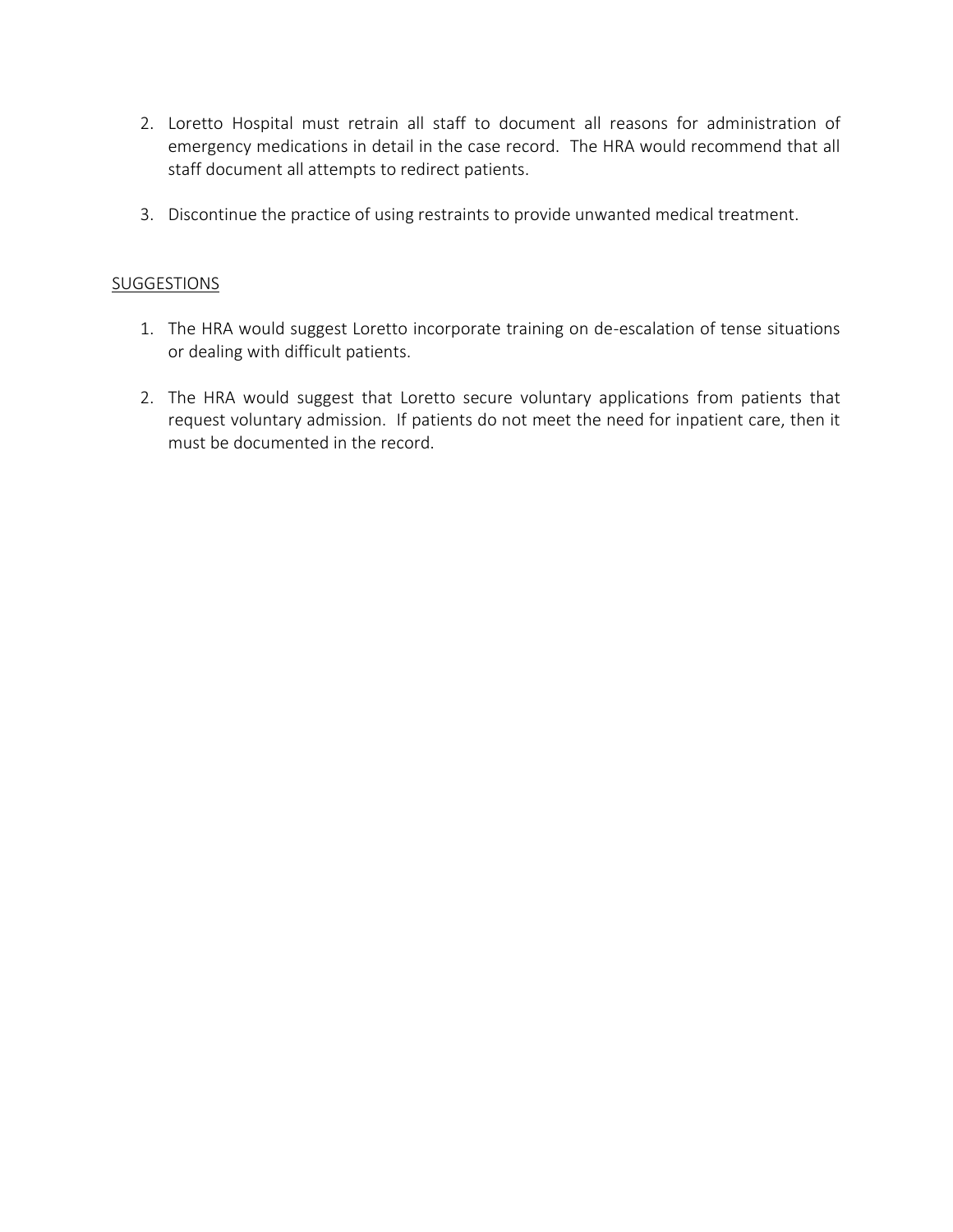2. Loretto Hospital must retrain all staff to document all reasons for administration of emergency medications in detail in the case record. The HRA would recommend that all staff document all attempts to redirect patients.

3. Discontinue the practice of using restraints to provide unwanted medical treatment.

SUGGESTIONS

1. The HRA would suggest Loretto incorporate training on de-escalation of tense situations or dealing with difficult patients.

2. The HRA would suggest that Loretto secure voluntary applications from patients that request voluntary admission. If patients do not meet the need for inpatient care, then it must be documented in the record.